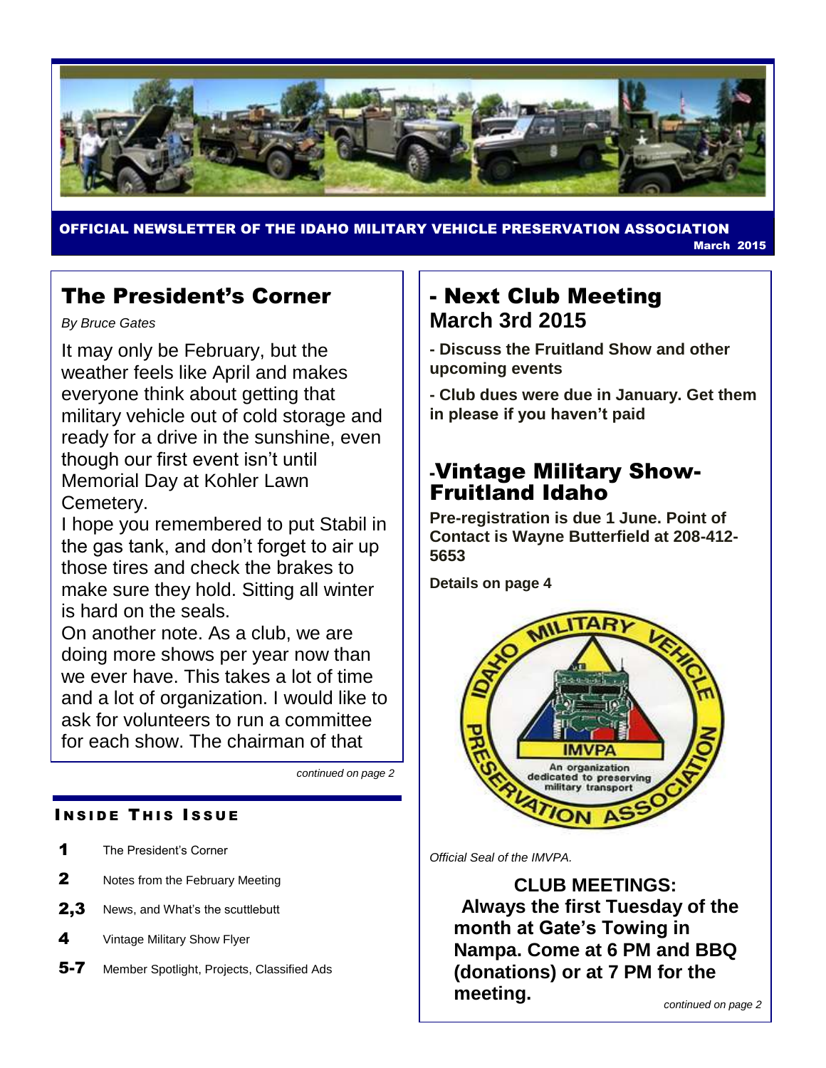OFFICIAL NEWSLETTER OF THE IDAHO MILITARY VEHICLE PRESERVATION ASSOCIATION

March 2015

## The President's Corner

*By Bruce Gates*

It may only be February, but the weather feels like April and makes everyone think about getting that military vehicle out of cold storage and ready for a drive in the sunshine, even though our first event isn't until Memorial Day at Kohler Lawn Cemetery.

I hope you remembered to put Stabil in the gas tank, and don't forget to air up those tires and check the brakes to make sure they hold. Sitting all winter is hard on the seals.

On another note. As a club, we are doing more shows per year now than we ever have. This takes a lot of time and a lot of organization. I would like to ask for volunteers to run a committee for each show. The chairman of that

*continued on page 2*

### Inside This Issue

- **1** The President's Corner
- **2** Notes from the February Meeting
- **2,3** News, and What's the scuttlebutt
- **4** Vintage Military Show Flyer
- **5-7** Member Spotlight, Projects, Classified Ads

## - Next Club Meeting March 3rd 2015

**- Discuss the Fruitland Show and other upcoming events**

**- Club dues were due in January. Get them in please if you haven't paid**

## -Vintage Military Show- Fruitland Idaho

**Pre-registration is due 1 June. Point of Contact is Wayne Butterfield at 208-412-5653**

**Details on page 4**

*Official Seal of the IMVPA.*

**CLUB MEETINGS:**
**Always the first Tuesday of the month at Gate's Towing in Nampa. Come at 6 PM and BBQ (donations) or at 7 PM for the meeting.**

*continued on page 2*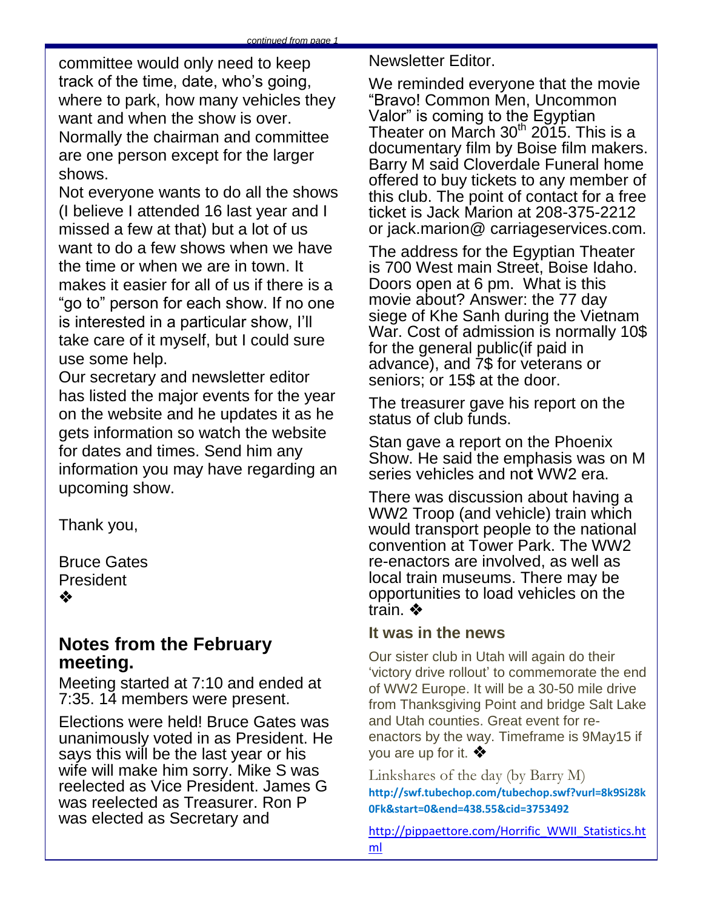*continued from page 1*

committee would only need to keep track of the time, date, who's going, where to park, how many vehicles they want and when the show is over. Normally the chairman and committee are one person except for the larger shows.

Not everyone wants to do all the shows (I believe I attended 16 last year and I missed a few at that) but a lot of us want to do a few shows when we have the time or when we are in town. It makes it easier for all of us if there is a "go to" person for each show. If no one is interested in a particular show, I'll take care of it myself, but I could sure use some help.

Our secretary and newsletter editor has listed the major events for the year on the website and he updates it as he gets information so watch the website for dates and times. Send him any information you may have regarding an upcoming show.

Thank you,

Bruce Gates
President
❖

## Notes from the February meeting.

Meeting started at 7:10 and ended at 7:35. 14 members were present.

Elections were held! Bruce Gates was unanimously voted in as President. He says this will be the last year or his wife will make him sorry. Mike S was reelected as Vice President. James G was reelected as Treasurer. Ron P was elected as Secretary and Newsletter Editor.

We reminded everyone that the movie "Bravo! Common Men, Uncommon Valor" is coming to the Egyptian Theater on March 30th 2015. This is a documentary film by Boise film makers. Barry M said Cloverdale Funeral home offered to buy tickets to any member of this club. The point of contact for a free ticket is Jack Marion at 208-375-2212 or jack.marion@ carriageservices.com.

The address for the Egyptian Theater is 700 West main Street, Boise Idaho. Doors open at 6 pm. What is this movie about? Answer: the 77 day siege of Khe Sanh during the Vietnam War. Cost of admission is normally 10$ for the general public(if paid in advance), and 7$ for veterans or seniors; or 15$ at the door.

The treasurer gave his report on the status of club funds.

Stan gave a report on the Phoenix Show. He said the emphasis was on M series vehicles and no**t** WW2 era.

There was discussion about having a WW2 Troop (and vehicle) train which would transport people to the national convention at Tower Park. The WW2 re-enactors are involved, as well as local train museums. There may be opportunities to load vehicles on the train. ❖

### It was in the news

Our sister club in Utah will again do their 'victory drive rollout' to commemorate the end of WW2 Europe. It will be a 30-50 mile drive from Thanksgiving Point and bridge Salt Lake and Utah counties. Great event for re-enactors by the way. Timeframe is 9May15 if you are up for it. ❖

Linkshares of the day (by Barry M)

**http://swf.tubechop.com/tubechop.swf?vurl=8k9Si28k0Fk&start=0&end=438.55&cid=3753492**

http://pippaettore.com/Horrific_WWII_Statistics.html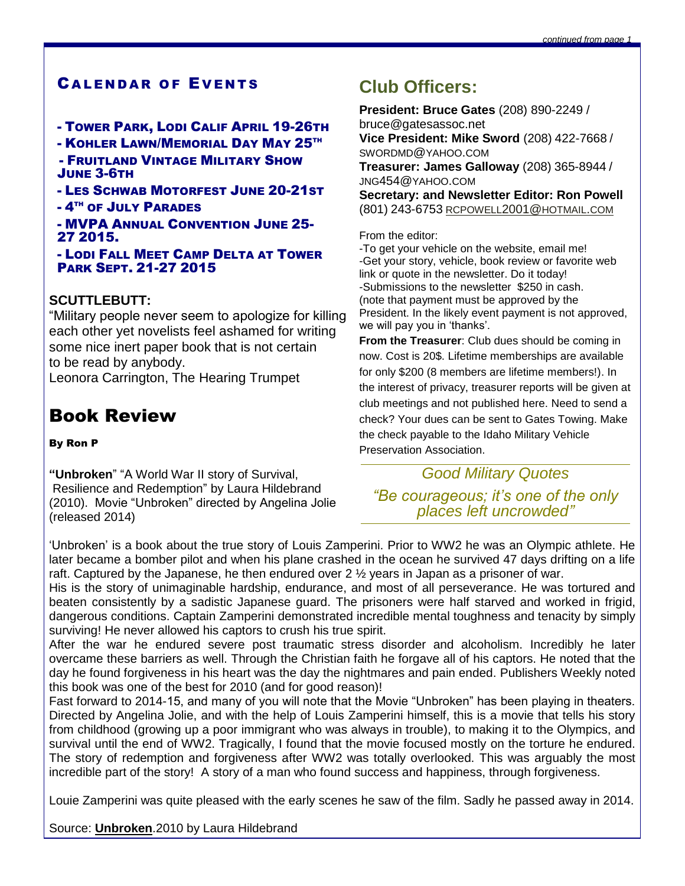*continued from page 1*

## Calendar of Events

- Tower Park, Lodi Calif April 19-26th
- Kohler Lawn/Memorial Day May 25th
- Fruitland Vintage Military Show June 3-6th
- Les Schwab Motorfest June 20-21st
- 4th of July Parades
- MVPA Annual Convention June 25-27 2015.
- Lodi Fall Meet Camp Delta at Tower Park Sept. 21-27 2015

**SCUTTLEBUTT:**

"Military people never seem to apologize for killing each other yet novelists feel ashamed for writing some nice inert paper book that is not certain to be read by anybody.
Leonora Carrington, The Hearing Trumpet

## Club Officers:

**President: Bruce Gates** (208) 890-2249 / bruce@gatesassoc.net
**Vice President: Mike Sword** (208) 422-7668 / SWORDMD@YAHOO.COM
**Treasurer: James Galloway** (208) 365-8944 / JNG454@YAHOO.COM
**Secretary: and Newsletter Editor: Ron Powell** (801) 243-6753 RCPOWELL2001@HOTMAIL.COM

From the editor:
-To get your vehicle on the website, email me!
-Get your story, vehicle, book review or favorite web link or quote in the newsletter. Do it today!
-Submissions to the newsletter $250 in cash.
(note that payment must be approved by the President. In the likely event payment is not approved, we will pay you in 'thanks'.

**From the Treasurer**: Club dues should be coming in now. Cost is 20$. Lifetime memberships are available for only $200 (8 members are lifetime members!). In the interest of privacy, treasurer reports will be given at club meetings and not published here. Need to send a check? Your dues can be sent to Gates Towing. Make the check payable to the Idaho Military Vehicle Preservation Association.

*Good Military Quotes*

*"Be courageous; it's one of the only places left uncrowded"*

## Book Review

**By Ron P**

**"Unbroken"** "A World War II story of Survival, Resilience and Redemption" by Laura Hildebrand (2010). Movie "Unbroken" directed by Angelina Jolie (released 2014)

'Unbroken' is a book about the true story of Louis Zamperini. Prior to WW2 he was an Olympic athlete. He later became a bomber pilot and when his plane crashed in the ocean he survived 47 days drifting on a life raft. Captured by the Japanese, he then endured over 2 ½ years in Japan as a prisoner of war.

His is the story of unimaginable hardship, endurance, and most of all perseverance. He was tortured and beaten consistently by a sadistic Japanese guard. The prisoners were half starved and worked in frigid, dangerous conditions. Captain Zamperini demonstrated incredible mental toughness and tenacity by simply surviving! He never allowed his captors to crush his true spirit.

After the war he endured severe post traumatic stress disorder and alcoholism. Incredibly he later overcame these barriers as well. Through the Christian faith he forgave all of his captors. He noted that the day he found forgiveness in his heart was the day the nightmares and pain ended. Publishers Weekly noted this book was one of the best for 2010 (and for good reason)!

Fast forward to 2014-15, and many of you will note that the Movie "Unbroken" has been playing in theaters. Directed by Angelina Jolie, and with the help of Louis Zamperini himself, this is a movie that tells his story from childhood (growing up a poor immigrant who was always in trouble), to making it to the Olympics, and survival until the end of WW2. Tragically, I found that the movie focused mostly on the torture he endured. The story of redemption and forgiveness after WW2 was totally overlooked. This was arguably the most incredible part of the story! A story of a man who found success and happiness, through forgiveness.

Louie Zamperini was quite pleased with the early scenes he saw of the film. Sadly he passed away in 2014.

Source: **Unbroken**.2010 by Laura Hildebrand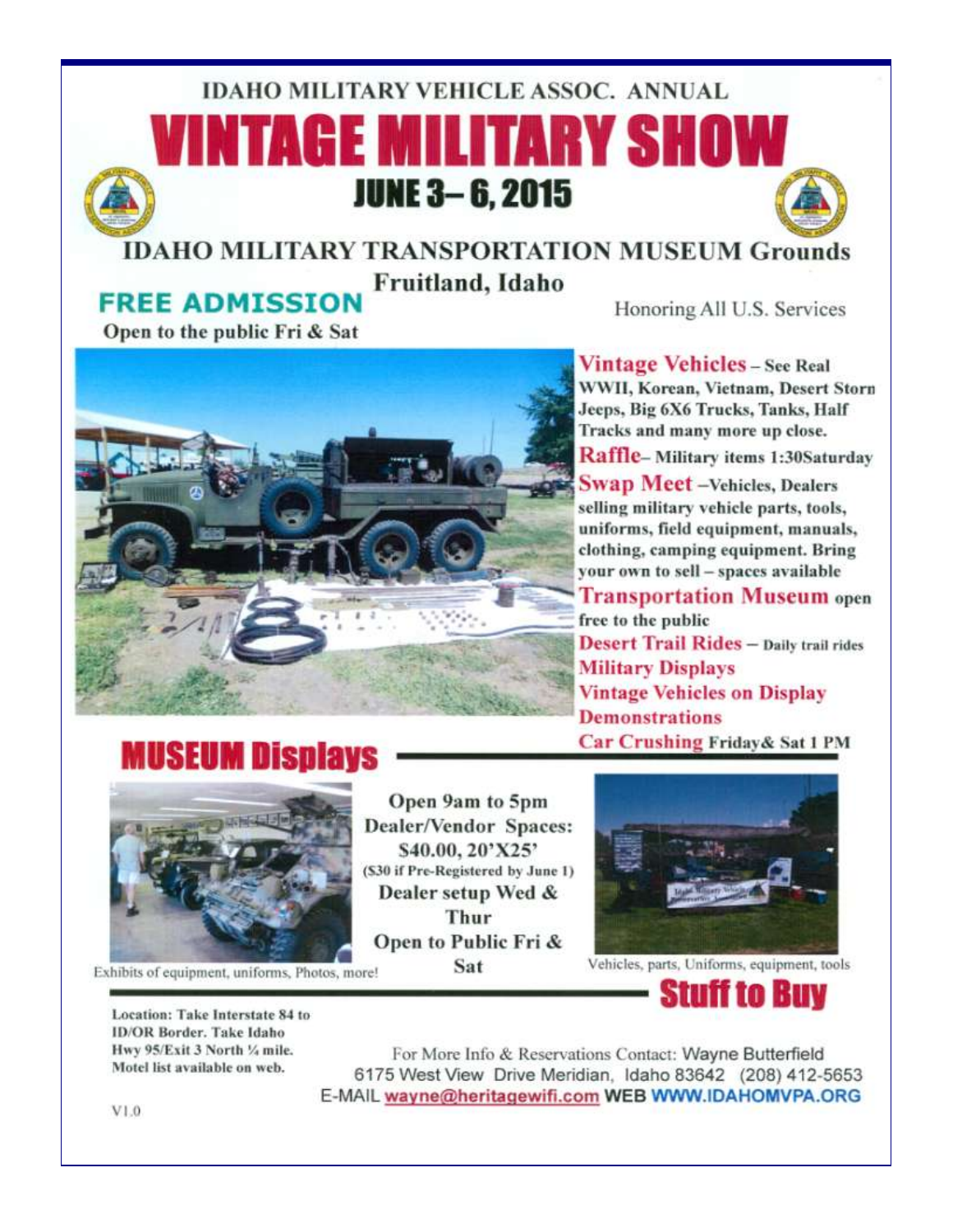IDAHO MILITARY VEHICLE ASSOC. ANNUAL

# VINTAGE MILITARY SHOW

## JUNE 3– 6, 2015

### IDAHO MILITARY TRANSPORTATION MUSEUM Grounds

**Fruitland, Idaho**

**FREE ADMISSION**

**Open to the public Fri & Sat**

Honoring All U.S. Services

**Vintage Vehicles** – See Real WWII, Korean, Vietnam, Desert Storn Jeeps, Big 6X6 Trucks, Tanks, Half Tracks and many more up close.

**Raffle**– Military items 1:30Saturday

**Swap Meet** –Vehicles, Dealers selling military vehicle parts, tools, uniforms, field equipment, manuals, clothing, camping equipment. Bring your own to sell – spaces available

**Transportation Museum** open free to the public

**Desert Trail Rides** – Daily trail rides

**Military Displays**

**Vintage Vehicles on Display**

**Demonstrations**

**Car Crushing** Friday& Sat 1 PM

## MUSEUM Displays

Exhibits of equipment, uniforms, Photos, more!

**Open 9am to 5pm**

**Dealer/Vendor Spaces: $40.00, 20'X25'**

($30 if Pre-Registered by June 1)

**Dealer setup Wed & Thur**

**Open to Public Fri & Sat**

Vehicles, parts, Uniforms, equipment, tools

## Stuff to Buy

**Location: Take Interstate 84 to ID/OR Border. Take Idaho Hwy 95/Exit 3 North ¼ mile. Motel list available on web.**

For More Info & Reservations Contact: Wayne Butterfield
6175 West View Drive Meridian, Idaho 83642 (208) 412-5653
E-MAIL wayne@heritagewifi.com WEB WWW.IDAHOMVPA.ORG

V1.0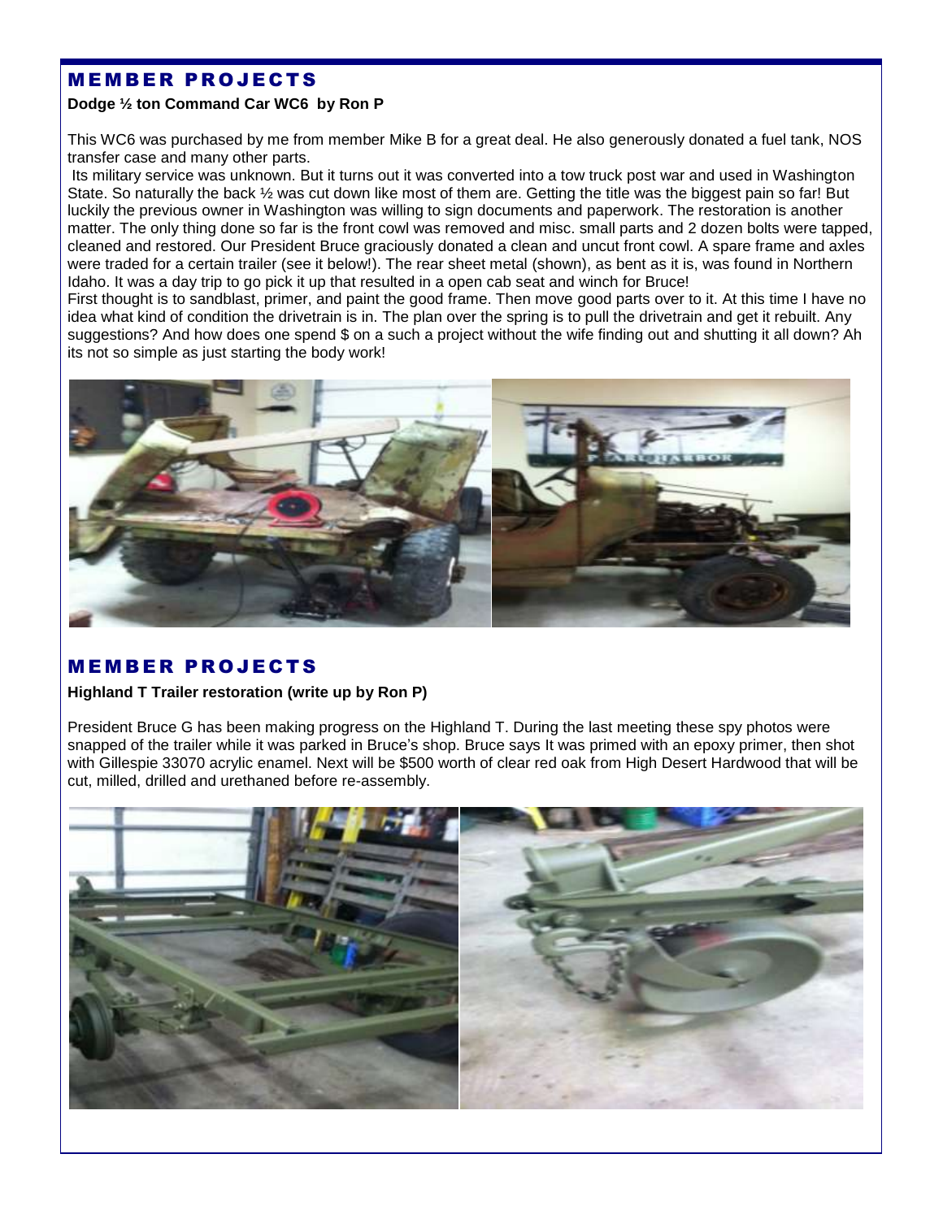## MEMBER PROJECTS

**Dodge ½ ton Command Car WC6 by Ron P**

This WC6 was purchased by me from member Mike B for a great deal. He also generously donated a fuel tank, NOS transfer case and many other parts.

Its military service was unknown. But it turns out it was converted into a tow truck post war and used in Washington State. So naturally the back ½ was cut down like most of them are. Getting the title was the biggest pain so far! But luckily the previous owner in Washington was willing to sign documents and paperwork. The restoration is another matter. The only thing done so far is the front cowl was removed and misc. small parts and 2 dozen bolts were tapped, cleaned and restored. Our President Bruce graciously donated a clean and uncut front cowl. A spare frame and axles were traded for a certain trailer (see it below!). The rear sheet metal (shown), as bent as it is, was found in Northern Idaho. It was a day trip to go pick it up that resulted in a open cab seat and winch for Bruce!

First thought is to sandblast, primer, and paint the good frame. Then move good parts over to it. At this time I have no idea what kind of condition the drivetrain is in. The plan over the spring is to pull the drivetrain and get it rebuilt. Any suggestions? And how does one spend $ on a such a project without the wife finding out and shutting it all down? Ah its not so simple as just starting the body work!

## MEMBER PROJECTS

**Highland T Trailer restoration (write up by Ron P)**

President Bruce G has been making progress on the Highland T. During the last meeting these spy photos were snapped of the trailer while it was parked in Bruce's shop. Bruce says It was primed with an epoxy primer, then shot with Gillespie 33070 acrylic enamel. Next will be $500 worth of clear red oak from High Desert Hardwood that will be cut, milled, drilled and urethaned before re-assembly.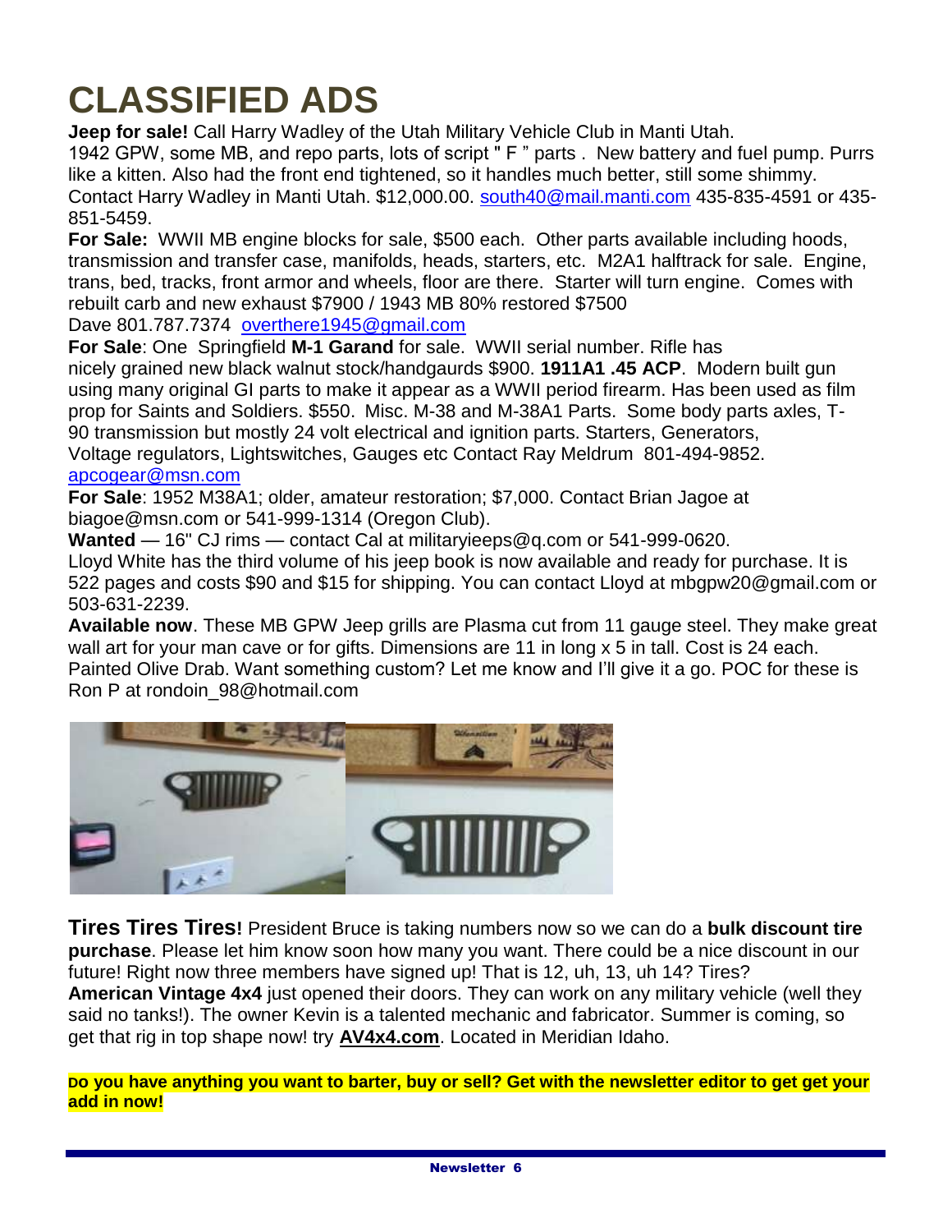# CLASSIFIED ADS

**Jeep for sale!** Call Harry Wadley of the Utah Military Vehicle Club in Manti Utah. 1942 GPW, some MB, and repo parts, lots of script " F " parts . New battery and fuel pump. Purrs like a kitten. Also had the front end tightened, so it handles much better, still some shimmy. Contact Harry Wadley in Manti Utah. $12,000.00. south40@mail.manti.com 435-835-4591 or 435-851-5459.

**For Sale:** WWII MB engine blocks for sale, $500 each. Other parts available including hoods, transmission and transfer case, manifolds, heads, starters, etc. M2A1 halftrack for sale. Engine, trans, bed, tracks, front armor and wheels, floor are there. Starter will turn engine. Comes with rebuilt carb and new exhaust $7900 / 1943 MB 80% restored $7500
Dave 801.787.7374 overthere1945@gmail.com

**For Sale**: One Springfield **M-1 Garand** for sale. WWII serial number. Rifle has nicely grained new black walnut stock/handgaurds $900. **1911A1 .45 ACP**. Modern built gun using many original GI parts to make it appear as a WWII period firearm. Has been used as film prop for Saints and Soldiers. $550. Misc. M-38 and M-38A1 Parts. Some body parts axles, T-90 transmission but mostly 24 volt electrical and ignition parts. Starters, Generators, Voltage regulators, Lightswitches, Gauges etc Contact Ray Meldrum 801-494-9852. apcogear@msn.com

**For Sale**: 1952 M38A1; older, amateur restoration; $7,000. Contact Brian Jagoe at biagoe@msn.com or 541-999-1314 (Oregon Club).

**Wanted** — 16" CJ rims — contact Cal at militaryieeps@q.com or 541-999-0620.

Lloyd White has the third volume of his jeep book is now available and ready for purchase. It is 522 pages and costs $90 and $15 for shipping. You can contact Lloyd at mbgpw20@gmail.com or 503-631-2239.

**Available now**. These MB GPW Jeep grills are Plasma cut from 11 gauge steel. They make great wall art for your man cave or for gifts. Dimensions are 11 in long x 5 in tall. Cost is 24 each. Painted Olive Drab. Want something custom? Let me know and I'll give it a go. POC for these is Ron P at rondoin_98@hotmail.com

**Tires Tires Tires!** President Bruce is taking numbers now so we can do a **bulk discount tire purchase**. Please let him know soon how many you want. There could be a nice discount in our future! Right now three members have signed up! That is 12, uh, 13, uh 14? Tires?

**American Vintage 4x4** just opened their doors. They can work on any military vehicle (well they said no tanks!). The owner Kevin is a talented mechanic and fabricator. Summer is coming, so get that rig in top shape now! try **AV4x4.com**. Located in Meridian Idaho.

**Do you have anything you want to barter, buy or sell? Get with the newsletter editor to get get your add in now!**